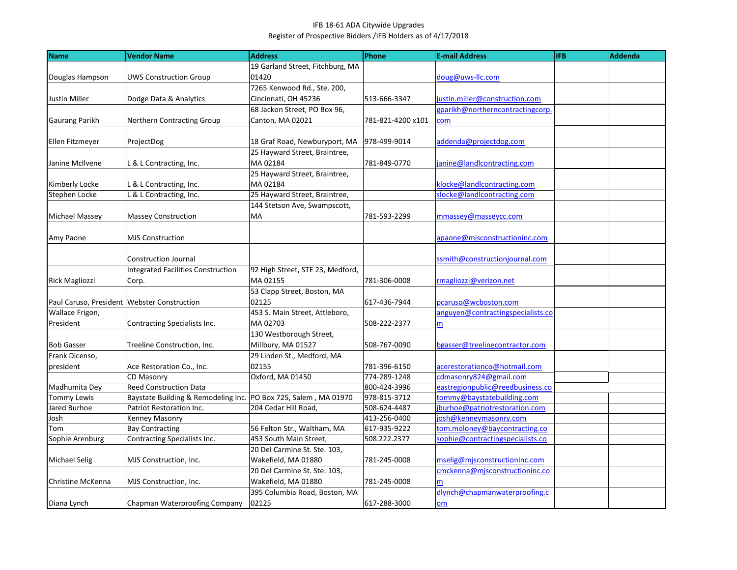IFB 18-61 ADA Citywide Upgrades
Register of Prospective Bidders /IFB Holders as of 4/17/2018

| Name | Vendor Name | Address | Phone | E-mail Address | IFB | Addenda |
|---|---|---|---|---|---|---|
| Douglas Hampson | UWS Construction Group | 19 Garland Street, Fitchburg, MA 01420 | | doug@uws-llc.com | | |
| Justin Miller | Dodge Data & Analytics | 7265 Kenwood Rd., Ste. 200, Cincinnati, OH 45236 | 513-666-3347 | justin.miller@construction.com | | |
| Gaurang Parikh | Northern Contracting Group | 68 Jackon Street, PO Box 96, Canton, MA 02021 | 781-821-4200 x101 | gparikh@northerncontractingcorp.com | | |
| Ellen Fitzmeyer | ProjectDog | 18 Graf Road, Newburyport, MA | 978-499-9014 | addenda@projectdog.com | | |
| Janine McIlvene | L & L Contracting, Inc. | 25 Hayward Street, Braintree, MA 02184 | 781-849-0770 | janine@landlcontracting.com | | |
| Kimberly Locke | L & L Contracting, Inc. | 25 Hayward Street, Braintree, MA 02184 | | klocke@landlcontracting.com | | |
| Stephen Locke | L & L Contracting, Inc. | 25 Hayward Street, Braintree, | | slocke@landlcontracting.com | | |
| Michael Massey | Massey Construction | 144 Stetson Ave, Swampscott, MA | 781-593-2299 | mmassey@masseycc.com | | |
| Amy Paone | MJS Construction | | | apaone@mjsconstructioninc.com | | |
| | Construction Journal | | | ssmith@constructionjournal.com | | |
| Rick Magliozzi | Integrated Facilities Construction Corp. | 92 High Street, STE 23, Medford, MA 02155 | 781-306-0008 | rmagliozzi@verizon.net | | |
| Paul Caruso, President | Webster Construction | 53 Clapp Street, Boston, MA 02125 | 617-436-7944 | pcaruso@wcboston.com | | |
| Wallace Frigon, President | Contracting Specialists Inc. | 453 S. Main Street, Attleboro, MA 02703 | 508-222-2377 | anguyen@contractingspecialists.com | | |
| Bob Gasser | Treeline Construction, Inc. | 130 Westborough Street, Millbury, MA 01527 | 508-767-0090 | bgasser@treelinecontractor.com | | |
| Frank Dicenso, president | Ace Restoration Co., Inc. | 29 Linden St., Medford, MA 02155 | 781-396-6150 | acerestorationco@hotmail.com | | |
| | CD Masonry | Oxford, MA 01450 | 774-289-1248 | cdmasonry824@gmail.com | | |
| Madhumita Dey | Reed Construction Data | | 800-424-3996 | eastregionpublic@reedbusiness.co | | |
| Tommy Lewis | Baystate Building & Remodeling Inc. | PO Box 725, Salem , MA 01970 | 978-815-3712 | tommy@baystatebuilding.com | | |
| Jared Burhoe | Patriot Restoration Inc. | 204 Cedar Hill Road, | 508-624-4487 | jburhoe@patriotrestoration.com | | |
| Josh | Kenney Masonry | | 413-256-0400 | josh@kenneymasonry.com | | |
| Tom | Bay Contracting | 56 Felton Str., Waltham, MA | 617-935-9222 | tom.moloney@baycontracting.co | | |
| Sophie Arenburg | Contracting Specialists Inc. | 453 South Main Street, | 508.222.2377 | sophie@contractingspecialists.co | | |
| Michael Selig | MJS Construction, Inc. | 20 Del Carmine St. Ste. 103, Wakefield, MA 01880 | 781-245-0008 | mselig@mjsconstructioninc.com | | |
| Christine McKenna | MJS Construction, Inc. | 20 Del Carmine St. Ste. 103, Wakefield, MA 01880 | 781-245-0008 | cmckenna@mjsconstructioninc.com | | |
| Diana Lynch | Chapman Waterproofing Company | 395 Columbia Road, Boston, MA 02125 | 617-288-3000 | dlynch@chapmanwaterproofing.com | | |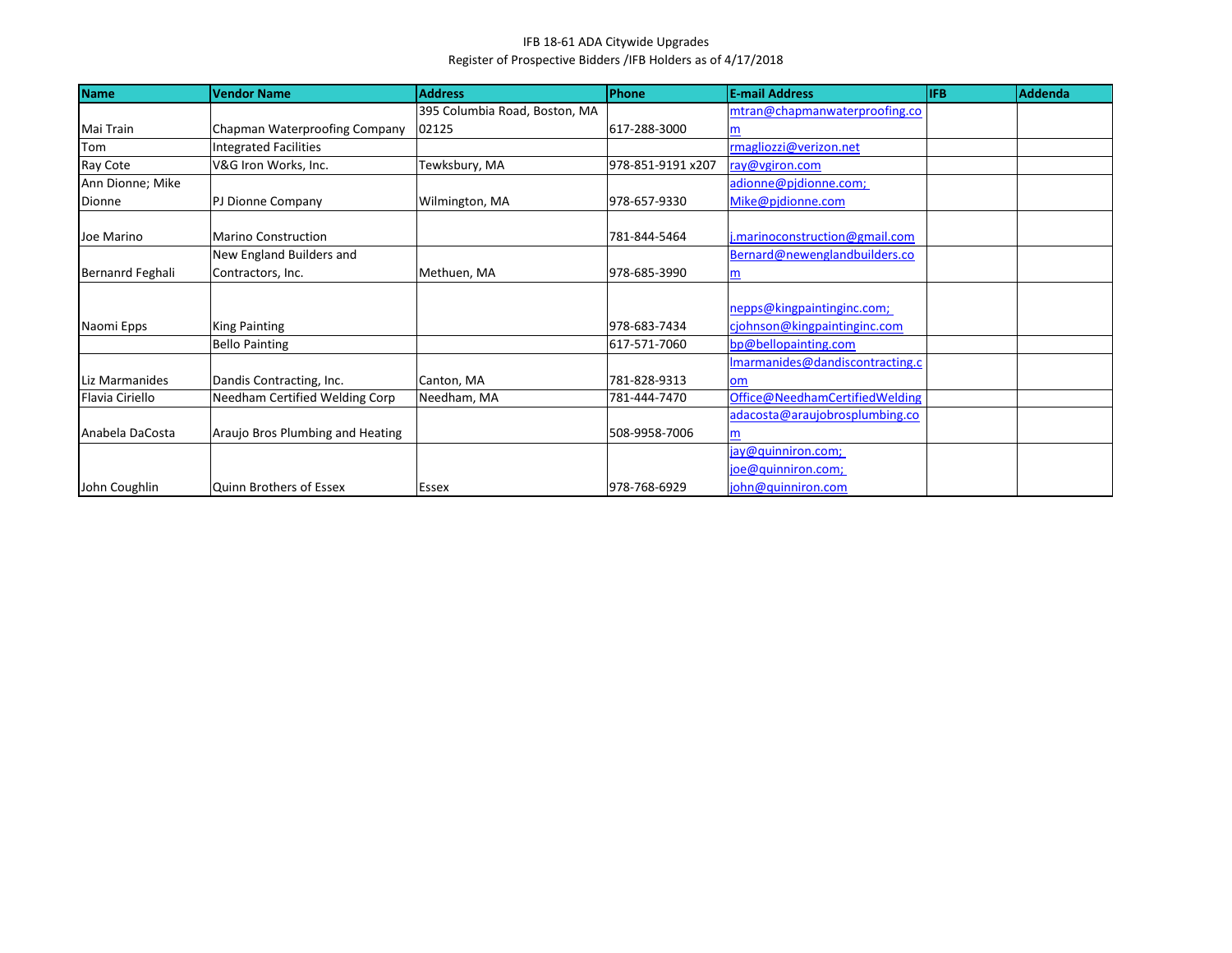IFB 18-61 ADA Citywide Upgrades
Register of Prospective Bidders /IFB Holders as of 4/17/2018

| Name | Vendor Name | Address | Phone | E-mail Address | IFB | Addenda |
|---|---|---|---|---|---|---|
| Mai Train | Chapman Waterproofing Company | 395 Columbia Road, Boston, MA 02125 | 617-288-3000 | mtran@chapmanwaterproofing.com | | |
| Tom | Integrated Facilities | | | rmagliozzi@verizon.net | | |
| Ray Cote | V&G Iron Works, Inc. | Tewksbury, MA | 978-851-9191 x207 | ray@vgiron.com | | |
| Ann Dionne; Mike Dionne | PJ Dionne Company | Wilmington, MA | 978-657-9330 | adionne@pjdionne.com; Mike@pjdionne.com | | |
| Joe Marino | Marino Construction | | 781-844-5464 | j.marinoconstruction@gmail.com | | |
| Bernanrd Feghali | New England Builders and Contractors, Inc. | Methuen, MA | 978-685-3990 | Bernard@newenglandbuilders.com | | |
| Naomi Epps | King Painting | | 978-683-7434 | nepps@kingpaintinginc.com; cjohnson@kingpaintinginc.com | | |
| | Bello Painting | | 617-571-7060 | bp@bellopainting.com | | |
| Liz Marmanides | Dandis Contracting, Inc. | Canton, MA | 781-828-9313 | lmarmanides@dandiscontracting.com | | |
| Flavia Ciriello | Needham Certified Welding Corp | Needham, MA | 781-444-7470 | Office@NeedhamCertifiedWelding | | |
| Anabela DaCosta | Araujo Bros Plumbing and Heating | | 508-9958-7006 | adacosta@araujobrosplumbing.com | | |
| John Coughlin | Quinn Brothers of Essex | Essex | 978-768-6929 | jay@quinniron.com; joe@quinniron.com; john@quinniron.com | | |